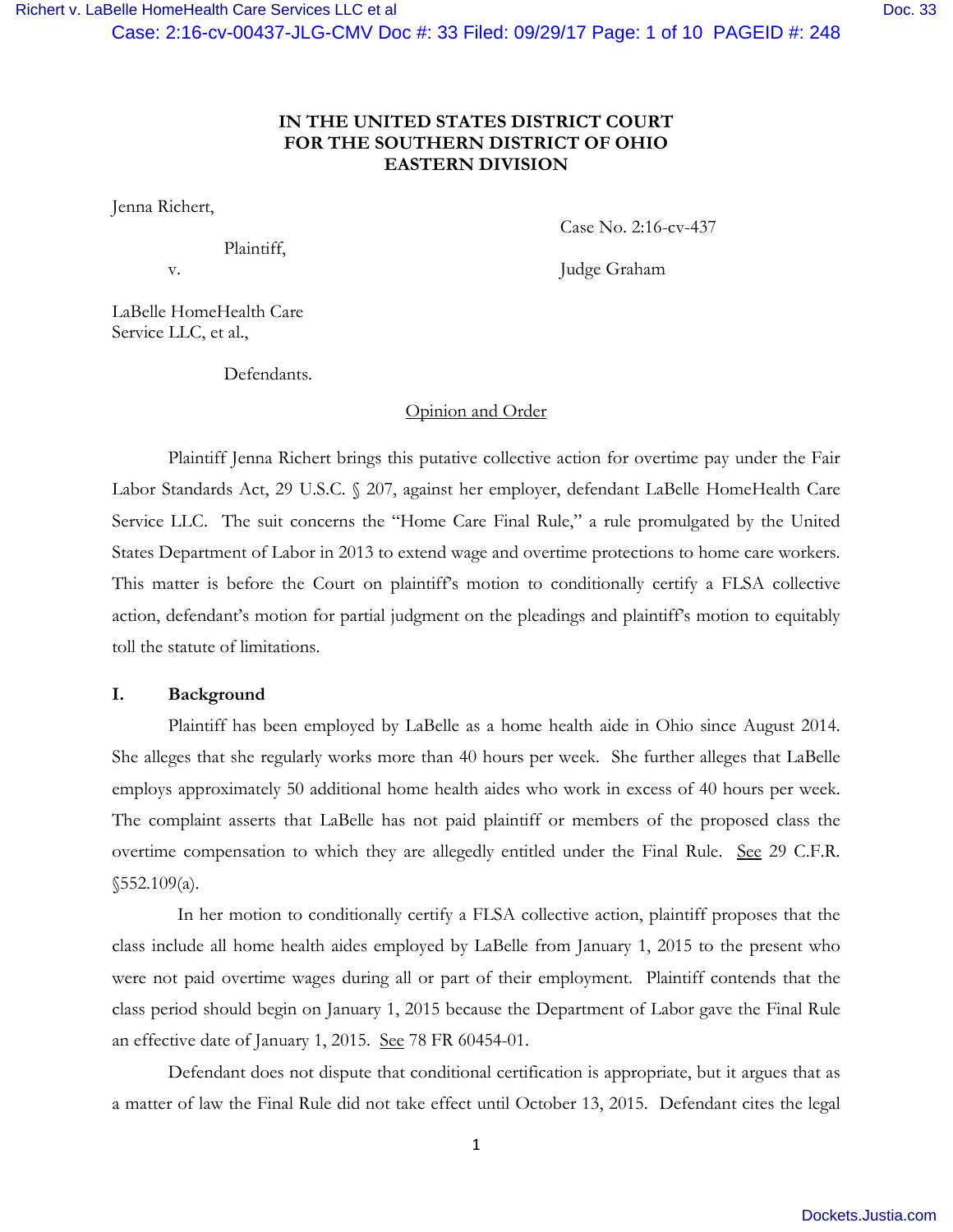**IN THE UNITED STATES DISTRICT COURT**
**FOR THE SOUTHERN DISTRICT OF OHIO**
**EASTERN DIVISION**

Jenna Richert,

Plaintiff,

v.

LaBelle HomeHealth Care Service LLC, et al.,

Defendants.

Case No. 2:16-cv-437

Judge Graham

<u>Opinion and Order</u>

Plaintiff Jenna Richert brings this putative collective action for overtime pay under the Fair Labor Standards Act, 29 U.S.C. § 207, against her employer, defendant LaBelle HomeHealth Care Service LLC. The suit concerns the "Home Care Final Rule," a rule promulgated by the United States Department of Labor in 2013 to extend wage and overtime protections to home care workers. This matter is before the Court on plaintiff's motion to conditionally certify a FLSA collective action, defendant's motion for partial judgment on the pleadings and plaintiff's motion to equitably toll the statute of limitations.

## I. Background

Plaintiff has been employed by LaBelle as a home health aide in Ohio since August 2014. She alleges that she regularly works more than 40 hours per week. She further alleges that LaBelle employs approximately 50 additional home health aides who work in excess of 40 hours per week. The complaint asserts that LaBelle has not paid plaintiff or members of the proposed class the overtime compensation to which they are allegedly entitled under the Final Rule. <u>See</u> 29 C.F.R. §552.109(a).

In her motion to conditionally certify a FLSA collective action, plaintiff proposes that the class include all home health aides employed by LaBelle from January 1, 2015 to the present who were not paid overtime wages during all or part of their employment. Plaintiff contends that the class period should begin on January 1, 2015 because the Department of Labor gave the Final Rule an effective date of January 1, 2015. <u>See</u> 78 FR 60454-01.

Defendant does not dispute that conditional certification is appropriate, but it argues that as a matter of law the Final Rule did not take effect until October 13, 2015. Defendant cites the legal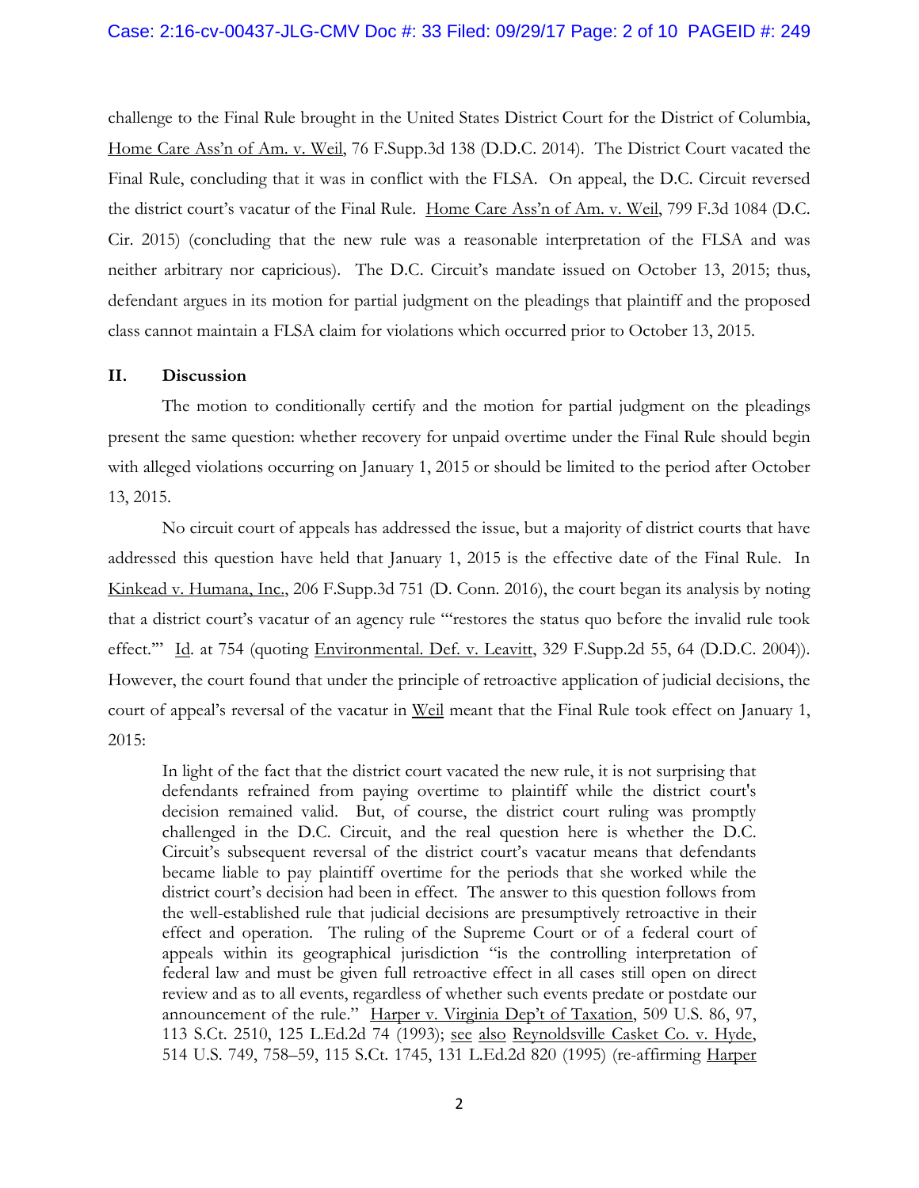challenge to the Final Rule brought in the United States District Court for the District of Columbia, Home Care Ass'n of Am. v. Weil, 76 F.Supp.3d 138 (D.D.C. 2014). The District Court vacated the Final Rule, concluding that it was in conflict with the FLSA. On appeal, the D.C. Circuit reversed the district court's vacatur of the Final Rule. Home Care Ass'n of Am. v. Weil, 799 F.3d 1084 (D.C. Cir. 2015) (concluding that the new rule was a reasonable interpretation of the FLSA and was neither arbitrary nor capricious). The D.C. Circuit's mandate issued on October 13, 2015; thus, defendant argues in its motion for partial judgment on the pleadings that plaintiff and the proposed class cannot maintain a FLSA claim for violations which occurred prior to October 13, 2015.

## II. Discussion

The motion to conditionally certify and the motion for partial judgment on the pleadings present the same question: whether recovery for unpaid overtime under the Final Rule should begin with alleged violations occurring on January 1, 2015 or should be limited to the period after October 13, 2015.

No circuit court of appeals has addressed the issue, but a majority of district courts that have addressed this question have held that January 1, 2015 is the effective date of the Final Rule. In Kinkead v. Humana, Inc., 206 F.Supp.3d 751 (D. Conn. 2016), the court began its analysis by noting that a district court's vacatur of an agency rule "'restores the status quo before the invalid rule took effect.'" Id. at 754 (quoting Environmental. Def. v. Leavitt, 329 F.Supp.2d 55, 64 (D.D.C. 2004)). However, the court found that under the principle of retroactive application of judicial decisions, the court of appeal's reversal of the vacatur in Weil meant that the Final Rule took effect on January 1, 2015:

> In light of the fact that the district court vacated the new rule, it is not surprising that defendants refrained from paying overtime to plaintiff while the district court's decision remained valid. But, of course, the district court ruling was promptly challenged in the D.C. Circuit, and the real question here is whether the D.C. Circuit's subsequent reversal of the district court's vacatur means that defendants became liable to pay plaintiff overtime for the periods that she worked while the district court's decision had been in effect. The answer to this question follows from the well-established rule that judicial decisions are presumptively retroactive in their effect and operation. The ruling of the Supreme Court or of a federal court of appeals within its geographical jurisdiction "is the controlling interpretation of federal law and must be given full retroactive effect in all cases still open on direct review and as to all events, regardless of whether such events predate or postdate our announcement of the rule." Harper v. Virginia Dep't of Taxation, 509 U.S. 86, 97, 113 S.Ct. 2510, 125 L.Ed.2d 74 (1993); see also Reynoldsville Casket Co. v. Hyde, 514 U.S. 749, 758–59, 115 S.Ct. 1745, 131 L.Ed.2d 820 (1995) (re-affirming Harper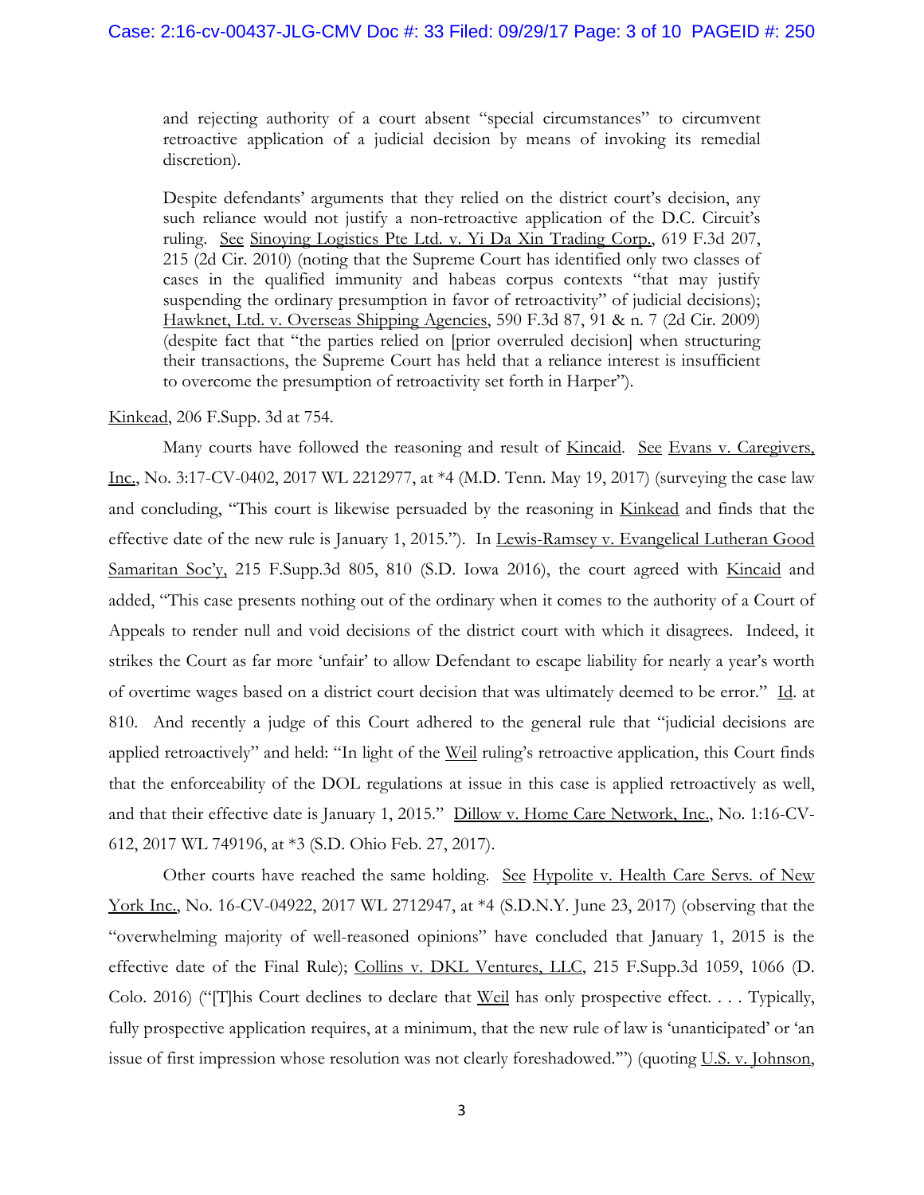> and rejecting authority of a court absent "special circumstances" to circumvent retroactive application of a judicial decision by means of invoking its remedial discretion).
>
> Despite defendants' arguments that they relied on the district court's decision, any such reliance would not justify a non-retroactive application of the D.C. Circuit's ruling. See Sinoying Logistics Pte Ltd. v. Yi Da Xin Trading Corp., 619 F.3d 207, 215 (2d Cir. 2010) (noting that the Supreme Court has identified only two classes of cases in the qualified immunity and habeas corpus contexts "that may justify suspending the ordinary presumption in favor of retroactivity" of judicial decisions); Hawknet, Ltd. v. Overseas Shipping Agencies, 590 F.3d 87, 91 & n. 7 (2d Cir. 2009) (despite fact that "the parties relied on [prior overruled decision] when structuring their transactions, the Supreme Court has held that a reliance interest is insufficient to overcome the presumption of retroactivity set forth in Harper").

Kinkead, 206 F.Supp. 3d at 754.

Many courts have followed the reasoning and result of Kincaid. See Evans v. Caregivers, Inc., No. 3:17-CV-0402, 2017 WL 2212977, at *4 (M.D. Tenn. May 19, 2017) (surveying the case law and concluding, "This court is likewise persuaded by the reasoning in Kinkead and finds that the effective date of the new rule is January 1, 2015."). In Lewis-Ramsey v. Evangelical Lutheran Good Samaritan Soc'y, 215 F.Supp.3d 805, 810 (S.D. Iowa 2016), the court agreed with Kincaid and added, "This case presents nothing out of the ordinary when it comes to the authority of a Court of Appeals to render null and void decisions of the district court with which it disagrees. Indeed, it strikes the Court as far more 'unfair' to allow Defendant to escape liability for nearly a year's worth of overtime wages based on a district court decision that was ultimately deemed to be error." Id. at 810. And recently a judge of this Court adhered to the general rule that "judicial decisions are applied retroactively" and held: "In light of the Weil ruling's retroactive application, this Court finds that the enforceability of the DOL regulations at issue in this case is applied retroactively as well, and that their effective date is January 1, 2015." Dillow v. Home Care Network, Inc., No. 1:16-CV-612, 2017 WL 749196, at *3 (S.D. Ohio Feb. 27, 2017).

Other courts have reached the same holding. See Hypolite v. Health Care Servs. of New York Inc., No. 16-CV-04922, 2017 WL 2712947, at *4 (S.D.N.Y. June 23, 2017) (observing that the "overwhelming majority of well-reasoned opinions" have concluded that January 1, 2015 is the effective date of the Final Rule); Collins v. DKL Ventures, LLC, 215 F.Supp.3d 1059, 1066 (D. Colo. 2016) ("[T]his Court declines to declare that Weil has only prospective effect. . . . Typically, fully prospective application requires, at a minimum, that the new rule of law is 'unanticipated' or 'an issue of first impression whose resolution was not clearly foreshadowed.'") (quoting U.S. v. Johnson,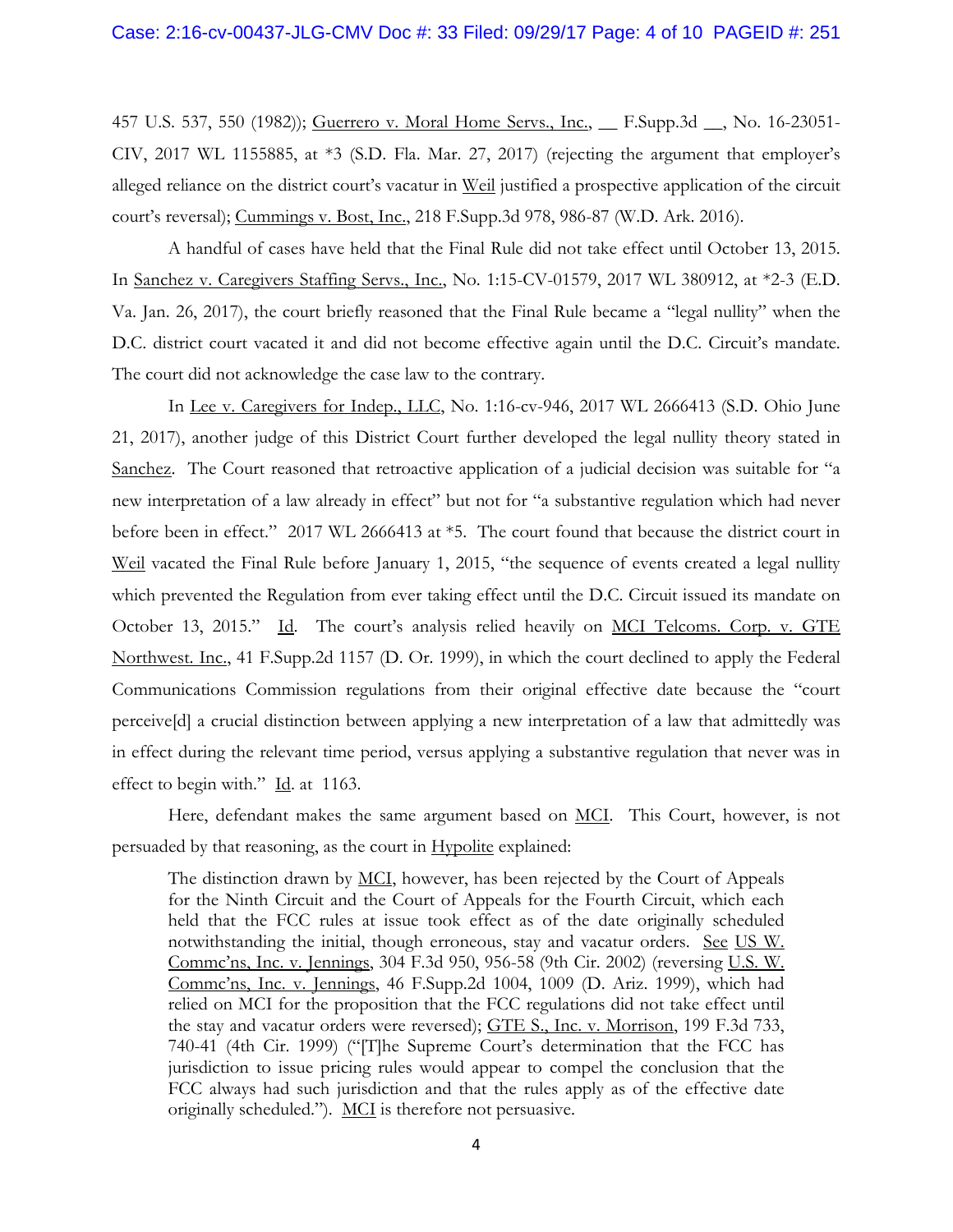457 U.S. 537, 550 (1982)); Guerrero v. Moral Home Servs., Inc., __ F.Supp.3d __, No. 16-23051-CIV, 2017 WL 1155885, at *3 (S.D. Fla. Mar. 27, 2017) (rejecting the argument that employer's alleged reliance on the district court's vacatur in Weil justified a prospective application of the circuit court's reversal); Cummings v. Bost, Inc., 218 F.Supp.3d 978, 986-87 (W.D. Ark. 2016).

A handful of cases have held that the Final Rule did not take effect until October 13, 2015. In Sanchez v. Caregivers Staffing Servs., Inc., No. 1:15-CV-01579, 2017 WL 380912, at *2-3 (E.D. Va. Jan. 26, 2017), the court briefly reasoned that the Final Rule became a "legal nullity" when the D.C. district court vacated it and did not become effective again until the D.C. Circuit's mandate. The court did not acknowledge the case law to the contrary.

In Lee v. Caregivers for Indep., LLC, No. 1:16-cv-946, 2017 WL 2666413 (S.D. Ohio June 21, 2017), another judge of this District Court further developed the legal nullity theory stated in Sanchez. The Court reasoned that retroactive application of a judicial decision was suitable for "a new interpretation of a law already in effect" but not for "a substantive regulation which had never before been in effect." 2017 WL 2666413 at *5. The court found that because the district court in Weil vacated the Final Rule before January 1, 2015, "the sequence of events created a legal nullity which prevented the Regulation from ever taking effect until the D.C. Circuit issued its mandate on October 13, 2015." Id. The court's analysis relied heavily on MCI Telecoms. Corp. v. GTE Northwest. Inc., 41 F.Supp.2d 1157 (D. Or. 1999), in which the court declined to apply the Federal Communications Commission regulations from their original effective date because the "court perceive[d] a crucial distinction between applying a new interpretation of a law that admittedly was in effect during the relevant time period, versus applying a substantive regulation that never was in effect to begin with." Id. at 1163.

Here, defendant makes the same argument based on MCI. This Court, however, is not persuaded by that reasoning, as the court in Hypolite explained:

> The distinction drawn by MCI, however, has been rejected by the Court of Appeals for the Ninth Circuit and the Court of Appeals for the Fourth Circuit, which each held that the FCC rules at issue took effect as of the date originally scheduled notwithstanding the initial, though erroneous, stay and vacatur orders. See US W. Commc'ns, Inc. v. Jennings, 304 F.3d 950, 956-58 (9th Cir. 2002) (reversing U.S. W. Commc'ns, Inc. v. Jennings, 46 F.Supp.2d 1004, 1009 (D. Ariz. 1999), which had relied on MCI for the proposition that the FCC regulations did not take effect until the stay and vacatur orders were reversed); GTE S., Inc. v. Morrison, 199 F.3d 733, 740-41 (4th Cir. 1999) ("[T]he Supreme Court's determination that the FCC has jurisdiction to issue pricing rules would appear to compel the conclusion that the FCC always had such jurisdiction and that the rules apply as of the effective date originally scheduled."). MCI is therefore not persuasive.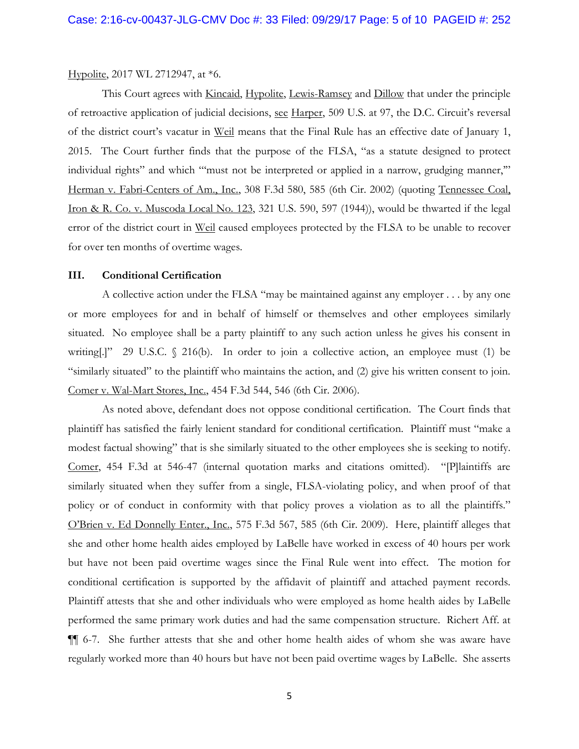Hypolite, 2017 WL 2712947, at *6.

This Court agrees with Kincaid, Hypolite, Lewis-Ramsey and Dillow that under the principle of retroactive application of judicial decisions, see Harper, 509 U.S. at 97, the D.C. Circuit's reversal of the district court's vacatur in Weil means that the Final Rule has an effective date of January 1, 2015. The Court further finds that the purpose of the FLSA, "as a statute designed to protect individual rights" and which "'must not be interpreted or applied in a narrow, grudging manner,'" Herman v. Fabri-Centers of Am., Inc., 308 F.3d 580, 585 (6th Cir. 2002) (quoting Tennessee Coal, Iron & R. Co. v. Muscoda Local No. 123, 321 U.S. 590, 597 (1944)), would be thwarted if the legal error of the district court in Weil caused employees protected by the FLSA to be unable to recover for over ten months of overtime wages.

### III. Conditional Certification

A collective action under the FLSA "may be maintained against any employer . . . by any one or more employees for and in behalf of himself or themselves and other employees similarly situated. No employee shall be a party plaintiff to any such action unless he gives his consent in writing[.]" 29 U.S.C. § 216(b). In order to join a collective action, an employee must (1) be "similarly situated" to the plaintiff who maintains the action, and (2) give his written consent to join. Comer v. Wal-Mart Stores, Inc., 454 F.3d 544, 546 (6th Cir. 2006).

As noted above, defendant does not oppose conditional certification. The Court finds that plaintiff has satisfied the fairly lenient standard for conditional certification. Plaintiff must "make a modest factual showing" that is she similarly situated to the other employees she is seeking to notify. Comer, 454 F.3d at 546-47 (internal quotation marks and citations omitted). "[P]laintiffs are similarly situated when they suffer from a single, FLSA-violating policy, and when proof of that policy or of conduct in conformity with that policy proves a violation as to all the plaintiffs." O'Brien v. Ed Donnelly Enter., Inc., 575 F.3d 567, 585 (6th Cir. 2009). Here, plaintiff alleges that she and other home health aides employed by LaBelle have worked in excess of 40 hours per work but have not been paid overtime wages since the Final Rule went into effect. The motion for conditional certification is supported by the affidavit of plaintiff and attached payment records. Plaintiff attests that she and other individuals who were employed as home health aides by LaBelle performed the same primary work duties and had the same compensation structure. Richert Aff. at ¶¶ 6-7. She further attests that she and other home health aides of whom she was aware have regularly worked more than 40 hours but have not been paid overtime wages by LaBelle. She asserts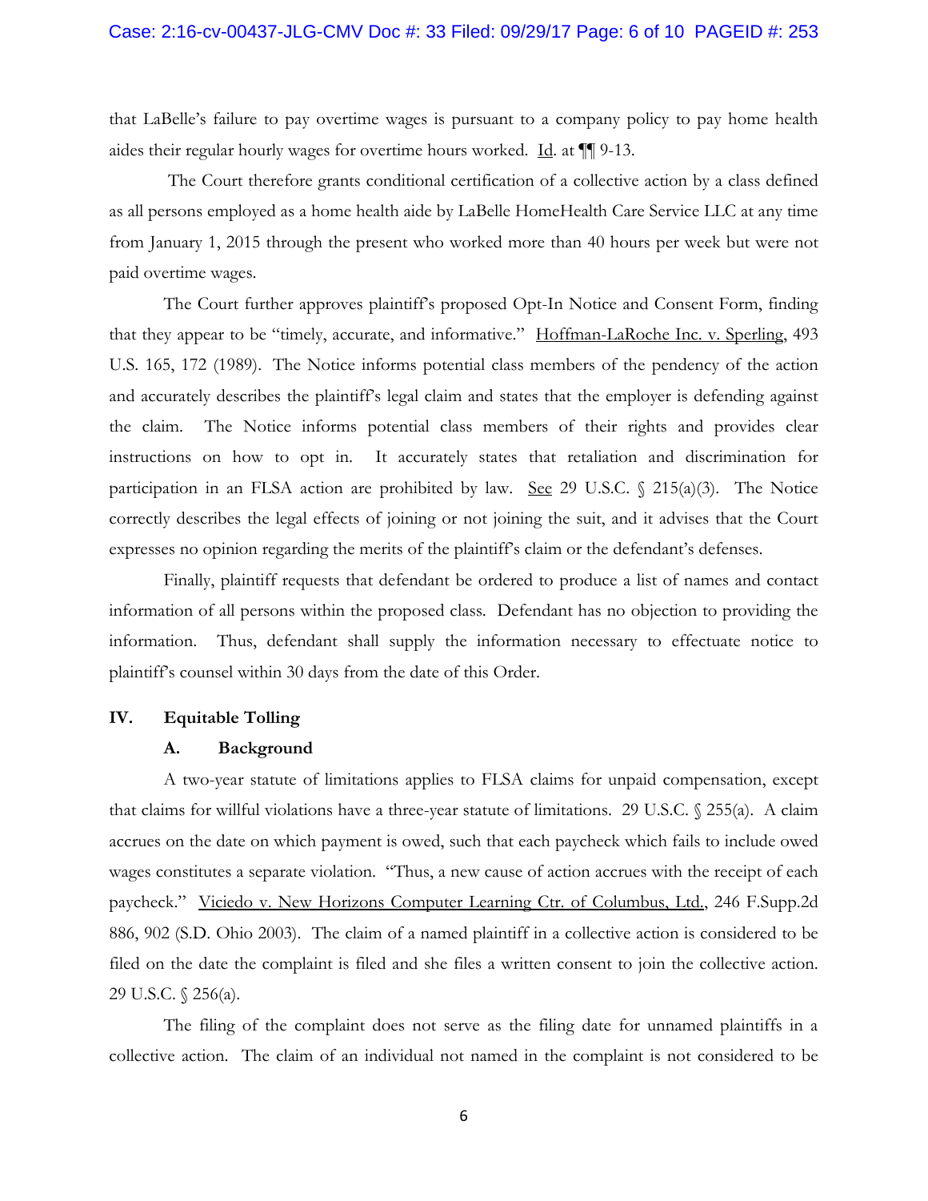that LaBelle's failure to pay overtime wages is pursuant to a company policy to pay home health aides their regular hourly wages for overtime hours worked. Id. at ¶¶ 9-13.

The Court therefore grants conditional certification of a collective action by a class defined as all persons employed as a home health aide by LaBelle HomeHealth Care Service LLC at any time from January 1, 2015 through the present who worked more than 40 hours per week but were not paid overtime wages.

The Court further approves plaintiff's proposed Opt-In Notice and Consent Form, finding that they appear to be "timely, accurate, and informative." Hoffman-LaRoche Inc. v. Sperling, 493 U.S. 165, 172 (1989). The Notice informs potential class members of the pendency of the action and accurately describes the plaintiff's legal claim and states that the employer is defending against the claim. The Notice informs potential class members of their rights and provides clear instructions on how to opt in. It accurately states that retaliation and discrimination for participation in an FLSA action are prohibited by law. See 29 U.S.C. § 215(a)(3). The Notice correctly describes the legal effects of joining or not joining the suit, and it advises that the Court expresses no opinion regarding the merits of the plaintiff's claim or the defendant's defenses.

Finally, plaintiff requests that defendant be ordered to produce a list of names and contact information of all persons within the proposed class. Defendant has no objection to providing the information. Thus, defendant shall supply the information necessary to effectuate notice to plaintiff's counsel within 30 days from the date of this Order.

## IV. Equitable Tolling

### A. Background

A two-year statute of limitations applies to FLSA claims for unpaid compensation, except that claims for willful violations have a three-year statute of limitations. 29 U.S.C. § 255(a). A claim accrues on the date on which payment is owed, such that each paycheck which fails to include owed wages constitutes a separate violation. "Thus, a new cause of action accrues with the receipt of each paycheck." Viciedo v. New Horizons Computer Learning Ctr. of Columbus, Ltd., 246 F.Supp.2d 886, 902 (S.D. Ohio 2003). The claim of a named plaintiff in a collective action is considered to be filed on the date the complaint is filed and she files a written consent to join the collective action. 29 U.S.C. § 256(a).

The filing of the complaint does not serve as the filing date for unnamed plaintiffs in a collective action. The claim of an individual not named in the complaint is not considered to be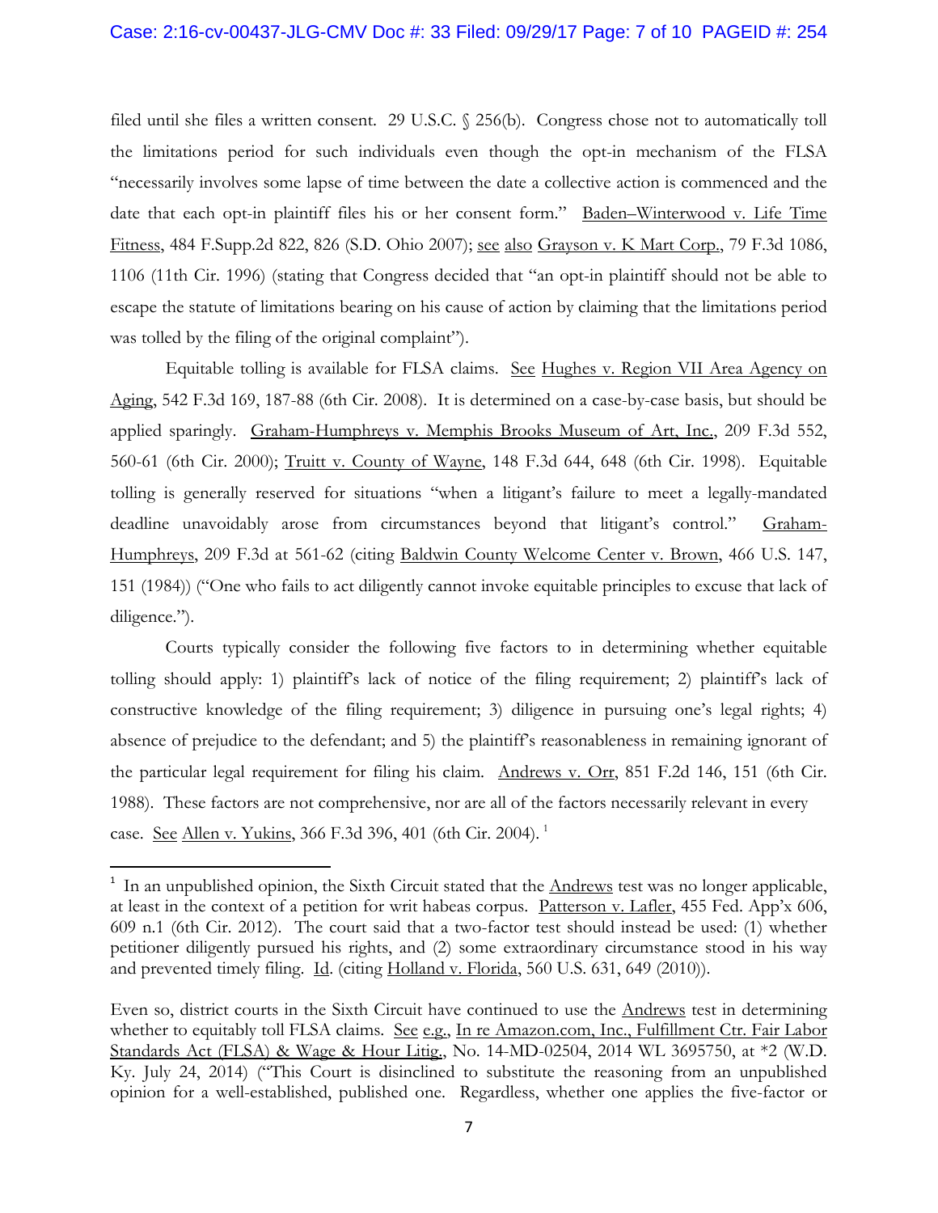filed until she files a written consent. 29 U.S.C. § 256(b). Congress chose not to automatically toll the limitations period for such individuals even though the opt-in mechanism of the FLSA "necessarily involves some lapse of time between the date a collective action is commenced and the date that each opt-in plaintiff files his or her consent form." Baden–Winterwood v. Life Time Fitness, 484 F.Supp.2d 822, 826 (S.D. Ohio 2007); see also Grayson v. K Mart Corp., 79 F.3d 1086, 1106 (11th Cir. 1996) (stating that Congress decided that "an opt-in plaintiff should not be able to escape the statute of limitations bearing on his cause of action by claiming that the limitations period was tolled by the filing of the original complaint").

Equitable tolling is available for FLSA claims. See Hughes v. Region VII Area Agency on Aging, 542 F.3d 169, 187-88 (6th Cir. 2008). It is determined on a case-by-case basis, but should be applied sparingly. Graham-Humphreys v. Memphis Brooks Museum of Art, Inc., 209 F.3d 552, 560-61 (6th Cir. 2000); Truitt v. County of Wayne, 148 F.3d 644, 648 (6th Cir. 1998). Equitable tolling is generally reserved for situations "when a litigant's failure to meet a legally-mandated deadline unavoidably arose from circumstances beyond that litigant's control." Graham-Humphreys, 209 F.3d at 561-62 (citing Baldwin County Welcome Center v. Brown, 466 U.S. 147, 151 (1984)) ("One who fails to act diligently cannot invoke equitable principles to excuse that lack of diligence.").

Courts typically consider the following five factors to in determining whether equitable tolling should apply: 1) plaintiff's lack of notice of the filing requirement; 2) plaintiff's lack of constructive knowledge of the filing requirement; 3) diligence in pursuing one's legal rights; 4) absence of prejudice to the defendant; and 5) the plaintiff's reasonableness in remaining ignorant of the particular legal requirement for filing his claim. Andrews v. Orr, 851 F.2d 146, 151 (6th Cir. 1988). These factors are not comprehensive, nor are all of the factors necessarily relevant in every case. See Allen v. Yukins, 366 F.3d 396, 401 (6th Cir. 2004).[1]

---

[1] In an unpublished opinion, the Sixth Circuit stated that the Andrews test was no longer applicable, at least in the context of a petition for writ habeas corpus. Patterson v. Lafler, 455 Fed. App'x 606, 609 n.1 (6th Cir. 2012). The court said that a two-factor test should instead be used: (1) whether petitioner diligently pursued his rights, and (2) some extraordinary circumstance stood in his way and prevented timely filing. Id. (citing Holland v. Florida, 560 U.S. 631, 649 (2010)).

Even so, district courts in the Sixth Circuit have continued to use the Andrews test in determining whether to equitably toll FLSA claims. See e.g., In re Amazon.com, Inc., Fulfillment Ctr. Fair Labor Standards Act (FLSA) & Wage & Hour Litig., No. 14-MD-02504, 2014 WL 3695750, at *2 (W.D. Ky. July 24, 2014) ("This Court is disinclined to substitute the reasoning from an unpublished opinion for a well-established, published one. Regardless, whether one applies the five-factor or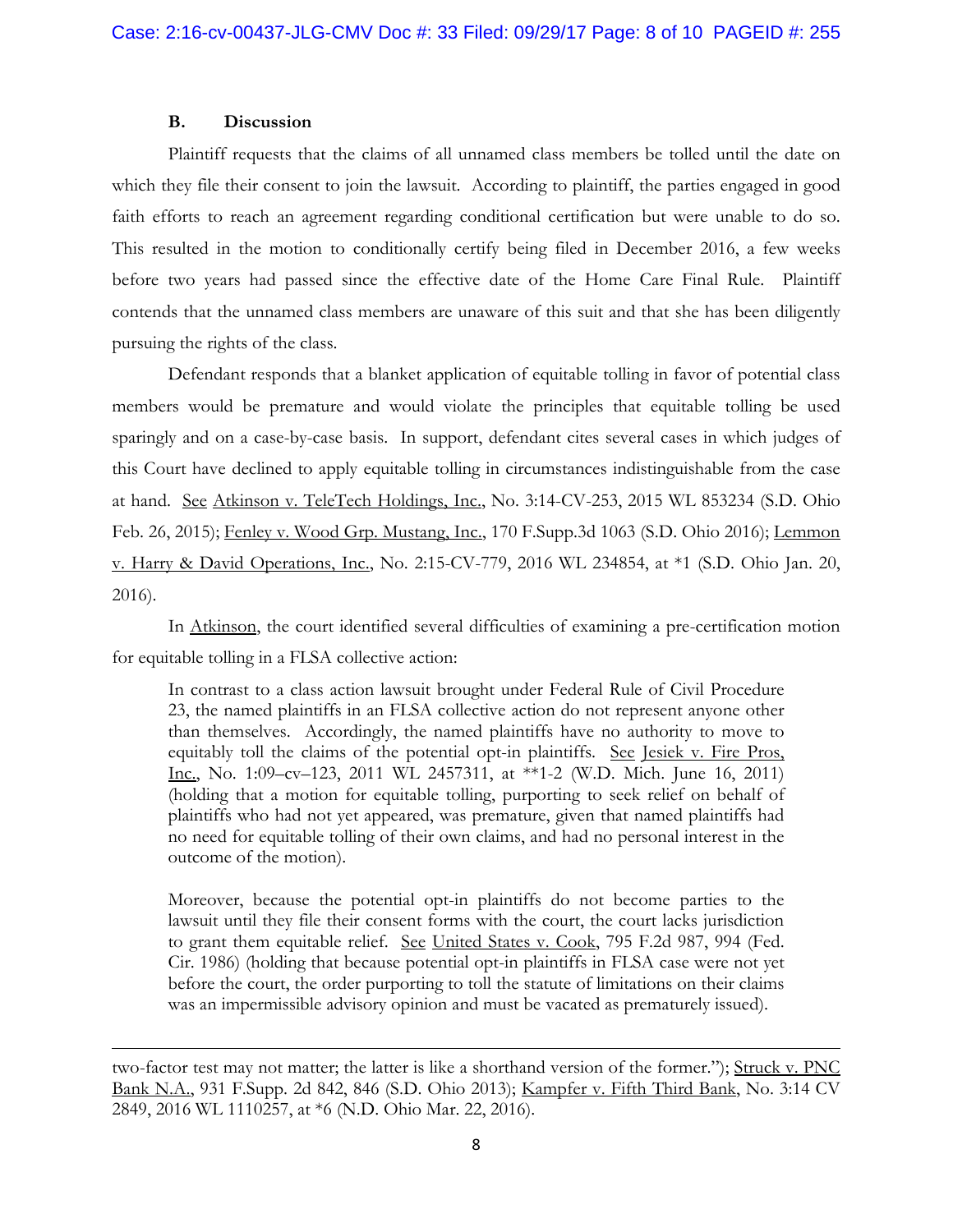### B. Discussion

Plaintiff requests that the claims of all unnamed class members be tolled until the date on which they file their consent to join the lawsuit. According to plaintiff, the parties engaged in good faith efforts to reach an agreement regarding conditional certification but were unable to do so. This resulted in the motion to conditionally certify being filed in December 2016, a few weeks before two years had passed since the effective date of the Home Care Final Rule. Plaintiff contends that the unnamed class members are unaware of this suit and that she has been diligently pursuing the rights of the class.

Defendant responds that a blanket application of equitable tolling in favor of potential class members would be premature and would violate the principles that equitable tolling be used sparingly and on a case-by-case basis. In support, defendant cites several cases in which judges of this Court have declined to apply equitable tolling in circumstances indistinguishable from the case at hand. See Atkinson v. TeleTech Holdings, Inc., No. 3:14-CV-253, 2015 WL 853234 (S.D. Ohio Feb. 26, 2015); Fenley v. Wood Grp. Mustang, Inc., 170 F.Supp.3d 1063 (S.D. Ohio 2016); Lemmon v. Harry & David Operations, Inc., No. 2:15-CV-779, 2016 WL 234854, at *1 (S.D. Ohio Jan. 20, 2016).

In Atkinson, the court identified several difficulties of examining a pre-certification motion for equitable tolling in a FLSA collective action:

> In contrast to a class action lawsuit brought under Federal Rule of Civil Procedure 23, the named plaintiffs in an FLSA collective action do not represent anyone other than themselves. Accordingly, the named plaintiffs have no authority to move to equitably toll the claims of the potential opt-in plaintiffs. See Jesiek v. Fire Pros, Inc., No. 1:09–cv–123, 2011 WL 2457311, at **1-2 (W.D. Mich. June 16, 2011) (holding that a motion for equitable tolling, purporting to seek relief on behalf of plaintiffs who had not yet appeared, was premature, given that named plaintiffs had no need for equitable tolling of their own claims, and had no personal interest in the outcome of the motion).
>
> Moreover, because the potential opt-in plaintiffs do not become parties to the lawsuit until they file their consent forms with the court, the court lacks jurisdiction to grant them equitable relief. See United States v. Cook, 795 F.2d 987, 994 (Fed. Cir. 1986) (holding that because potential opt-in plaintiffs in FLSA case were not yet before the court, the order purporting to toll the statute of limitations on their claims was an impermissible advisory opinion and must be vacated as prematurely issued).

---

two-factor test may not matter; the latter is like a shorthand version of the former."); Struck v. PNC Bank N.A., 931 F.Supp. 2d 842, 846 (S.D. Ohio 2013); Kampfer v. Fifth Third Bank, No. 3:14 CV 2849, 2016 WL 1110257, at *6 (N.D. Ohio Mar. 22, 2016).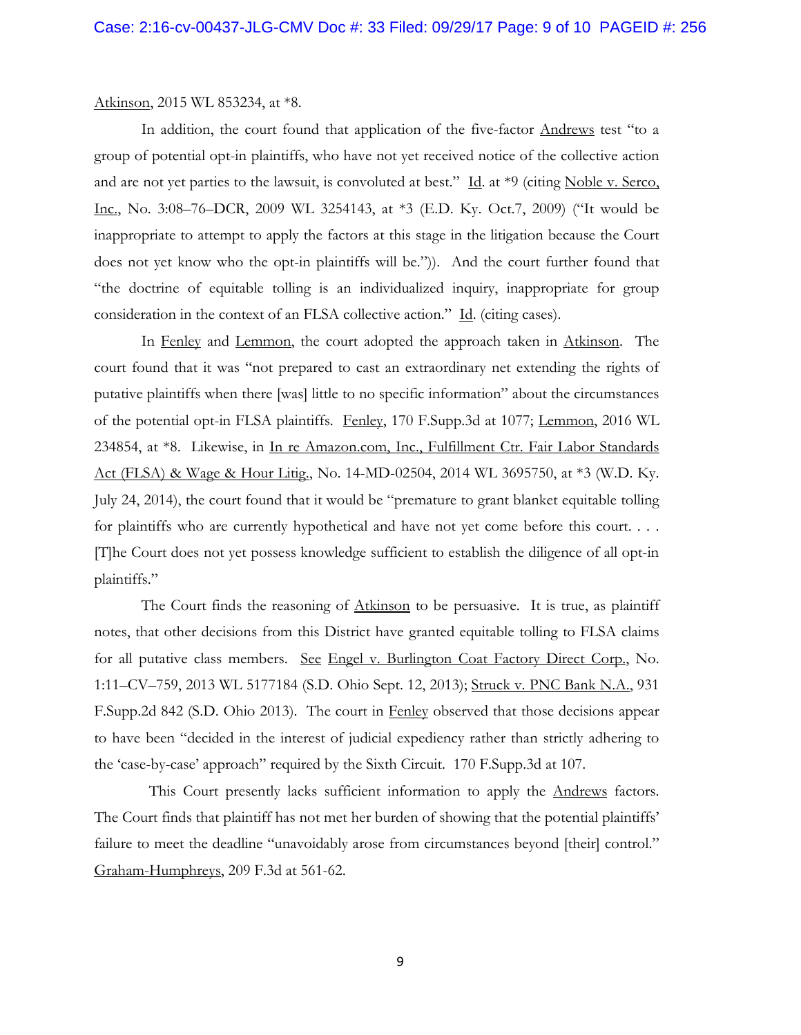Atkinson, 2015 WL 853234, at *8.

In addition, the court found that application of the five-factor Andrews test "to a group of potential opt-in plaintiffs, who have not yet received notice of the collective action and are not yet parties to the lawsuit, is convoluted at best." Id. at *9 (citing Noble v. Serco, Inc., No. 3:08–76–DCR, 2009 WL 3254143, at *3 (E.D. Ky. Oct.7, 2009) ("It would be inappropriate to attempt to apply the factors at this stage in the litigation because the Court does not yet know who the opt-in plaintiffs will be.")). And the court further found that "the doctrine of equitable tolling is an individualized inquiry, inappropriate for group consideration in the context of an FLSA collective action." Id. (citing cases).

In Fenley and Lemmon, the court adopted the approach taken in Atkinson. The court found that it was "not prepared to cast an extraordinary net extending the rights of putative plaintiffs when there [was] little to no specific information" about the circumstances of the potential opt-in FLSA plaintiffs. Fenley, 170 F.Supp.3d at 1077; Lemmon, 2016 WL 234854, at *8. Likewise, in In re Amazon.com, Inc., Fulfillment Ctr. Fair Labor Standards Act (FLSA) & Wage & Hour Litig., No. 14-MD-02504, 2014 WL 3695750, at *3 (W.D. Ky. July 24, 2014), the court found that it would be "premature to grant blanket equitable tolling for plaintiffs who are currently hypothetical and have not yet come before this court. . . . [T]he Court does not yet possess knowledge sufficient to establish the diligence of all opt-in plaintiffs."

The Court finds the reasoning of Atkinson to be persuasive. It is true, as plaintiff notes, that other decisions from this District have granted equitable tolling to FLSA claims for all putative class members. See Engel v. Burlington Coat Factory Direct Corp., No. 1:11–CV–759, 2013 WL 5177184 (S.D. Ohio Sept. 12, 2013); Struck v. PNC Bank N.A., 931 F.Supp.2d 842 (S.D. Ohio 2013). The court in Fenley observed that those decisions appear to have been "decided in the interest of judicial expediency rather than strictly adhering to the 'case-by-case' approach" required by the Sixth Circuit. 170 F.Supp.3d at 107.

This Court presently lacks sufficient information to apply the Andrews factors. The Court finds that plaintiff has not met her burden of showing that the potential plaintiffs' failure to meet the deadline "unavoidably arose from circumstances beyond [their] control." Graham-Humphreys, 209 F.3d at 561-62.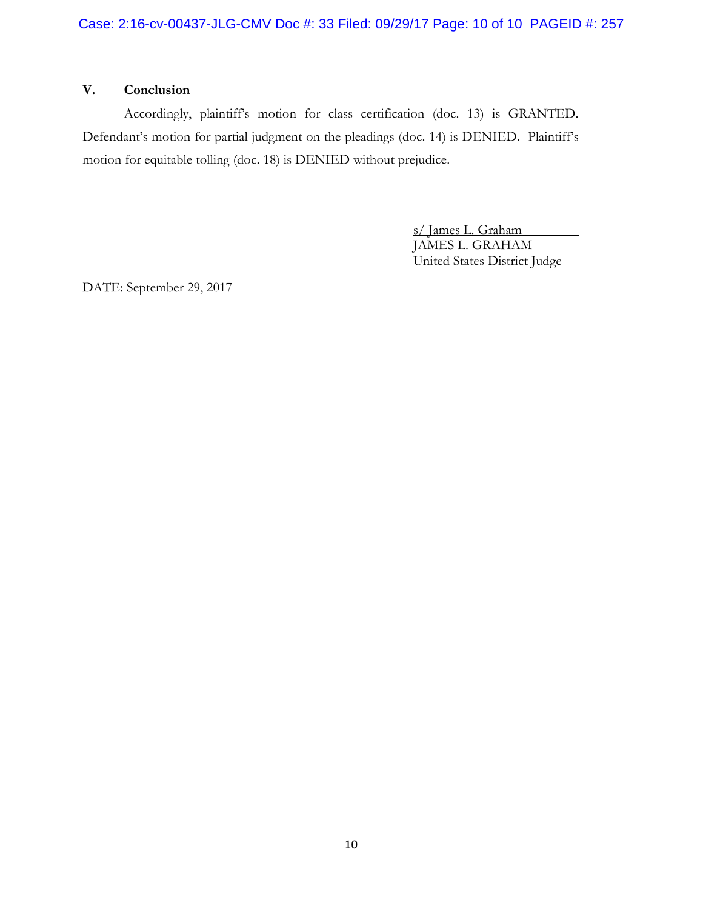## V. Conclusion

Accordingly, plaintiff's motion for class certification (doc. 13) is GRANTED. Defendant's motion for partial judgment on the pleadings (doc. 14) is DENIED. Plaintiff's motion for equitable tolling (doc. 18) is DENIED without prejudice.

s/ James L. Graham
JAMES L. GRAHAM
United States District Judge

DATE: September 29, 2017